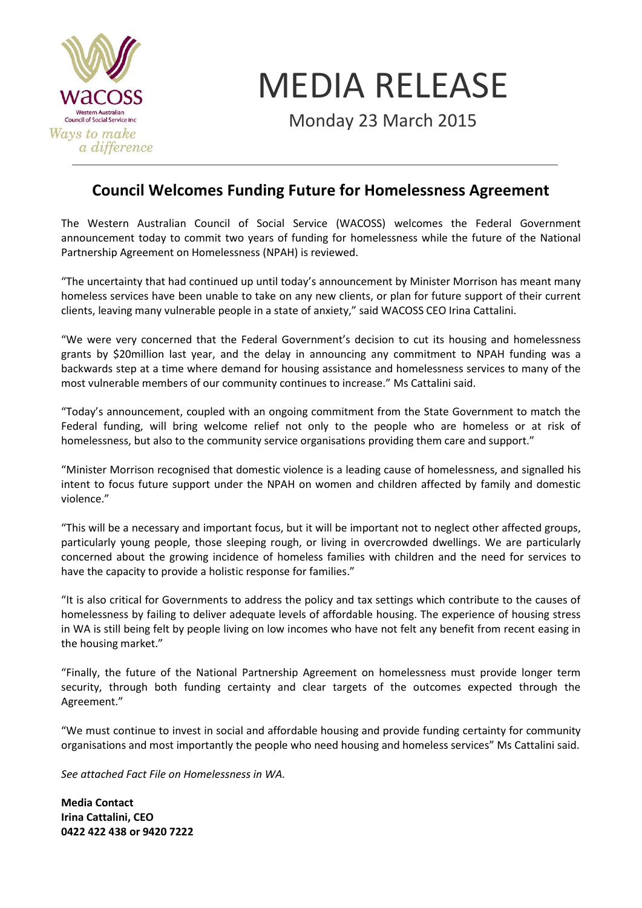wacoss

Western Australian Council of Social Service Inc

*Ways to make a difference*

# MEDIA RELEASE

Monday 23 March 2015

## Council Welcomes Funding Future for Homelessness Agreement

The Western Australian Council of Social Service (WACOSS) welcomes the Federal Government announcement today to commit two years of funding for homelessness while the future of the National Partnership Agreement on Homelessness (NPAH) is reviewed.

"The uncertainty that had continued up until today's announcement by Minister Morrison has meant many homeless services have been unable to take on any new clients, or plan for future support of their current clients, leaving many vulnerable people in a state of anxiety," said WACOSS CEO Irina Cattalini.

"We were very concerned that the Federal Government's decision to cut its housing and homelessness grants by $20million last year, and the delay in announcing any commitment to NPAH funding was a backwards step at a time where demand for housing assistance and homelessness services to many of the most vulnerable members of our community continues to increase." Ms Cattalini said.

"Today's announcement, coupled with an ongoing commitment from the State Government to match the Federal funding, will bring welcome relief not only to the people who are homeless or at risk of homelessness, but also to the community service organisations providing them care and support."

"Minister Morrison recognised that domestic violence is a leading cause of homelessness, and signalled his intent to focus future support under the NPAH on women and children affected by family and domestic violence."

"This will be a necessary and important focus, but it will be important not to neglect other affected groups, particularly young people, those sleeping rough, or living in overcrowded dwellings. We are particularly concerned about the growing incidence of homeless families with children and the need for services to have the capacity to provide a holistic response for families."

"It is also critical for Governments to address the policy and tax settings which contribute to the causes of homelessness by failing to deliver adequate levels of affordable housing. The experience of housing stress in WA is still being felt by people living on low incomes who have not felt any benefit from recent easing in the housing market."

"Finally, the future of the National Partnership Agreement on homelessness must provide longer term security, through both funding certainty and clear targets of the outcomes expected through the Agreement."

"We must continue to invest in social and affordable housing and provide funding certainty for community organisations and most importantly the people who need housing and homeless services" Ms Cattalini said.

*See attached Fact File on Homelessness in WA.*

**Media Contact**
**Irina Cattalini, CEO**
**0422 422 438 or 9420 7222**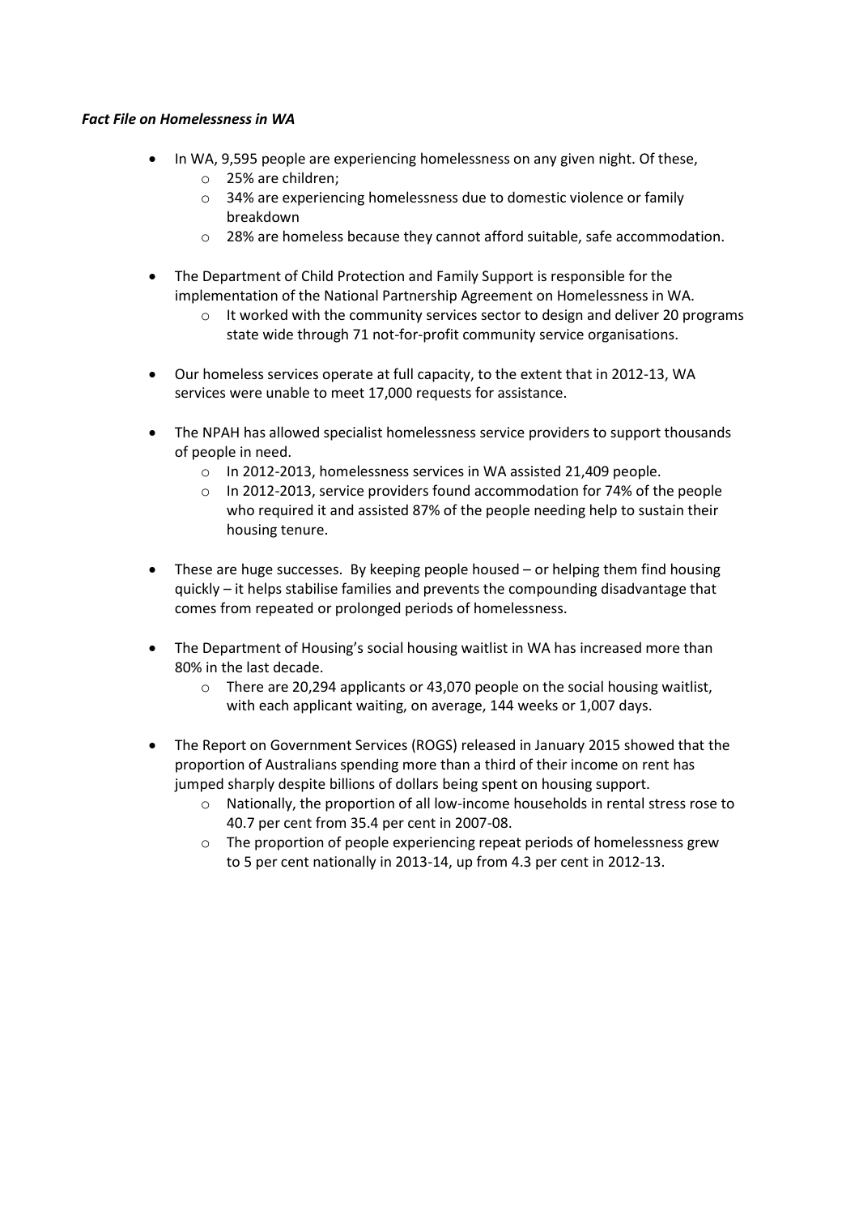***Fact File on Homelessness in WA***

- In WA, 9,595 people are experiencing homelessness on any given night. Of these,
  - 25% are children;
  - 34% are experiencing homelessness due to domestic violence or family breakdown
  - 28% are homeless because they cannot afford suitable, safe accommodation.

- The Department of Child Protection and Family Support is responsible for the implementation of the National Partnership Agreement on Homelessness in WA.
  - It worked with the community services sector to design and deliver 20 programs state wide through 71 not-for-profit community service organisations.

- Our homeless services operate at full capacity, to the extent that in 2012-13, WA services were unable to meet 17,000 requests for assistance.

- The NPAH has allowed specialist homelessness service providers to support thousands of people in need.
  - In 2012-2013, homelessness services in WA assisted 21,409 people.
  - In 2012-2013, service providers found accommodation for 74% of the people who required it and assisted 87% of the people needing help to sustain their housing tenure.

- These are huge successes. By keeping people housed – or helping them find housing quickly – it helps stabilise families and prevents the compounding disadvantage that comes from repeated or prolonged periods of homelessness.

- The Department of Housing's social housing waitlist in WA has increased more than 80% in the last decade.
  - There are 20,294 applicants or 43,070 people on the social housing waitlist, with each applicant waiting, on average, 144 weeks or 1,007 days.

- The Report on Government Services (ROGS) released in January 2015 showed that the proportion of Australians spending more than a third of their income on rent has jumped sharply despite billions of dollars being spent on housing support.
  - Nationally, the proportion of all low-income households in rental stress rose to 40.7 per cent from 35.4 per cent in 2007-08.
  - The proportion of people experiencing repeat periods of homelessness grew to 5 per cent nationally in 2013-14, up from 4.3 per cent in 2012-13.